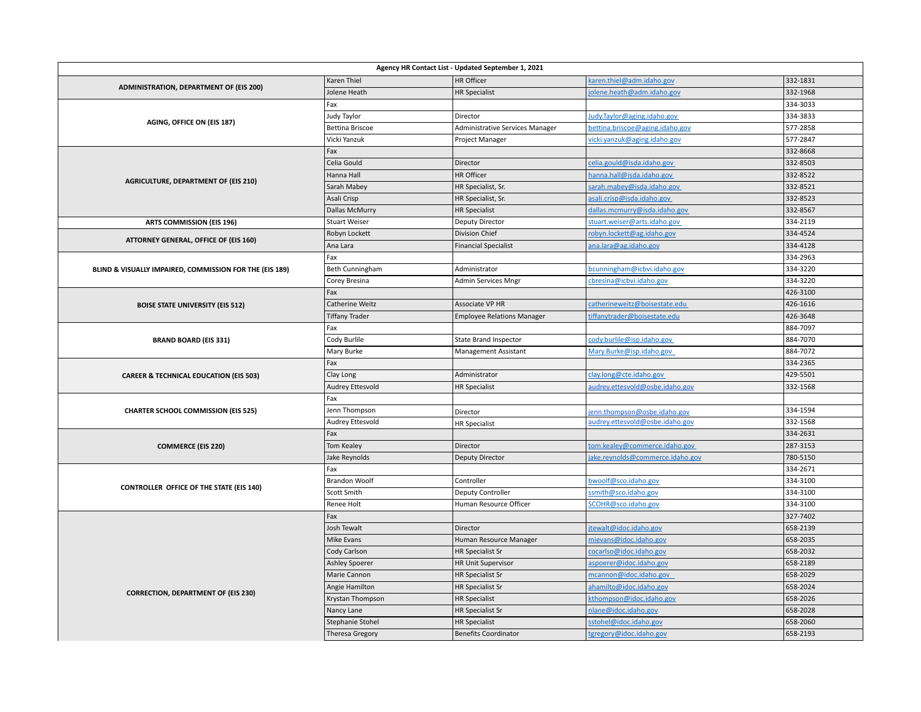| Agency HR Contact List - Updated September 1, 2021 | | | | |
|---|---|---|---|---|
| **ADMINISTRATION, DEPARTMENT OF (EIS 200)** | Karen Thiel | HR Officer | karen.thiel@adm.idaho.gov | 332-1831 |
| | Jolene Heath | HR Specialist | jolene.heath@adm.idaho.gov | 332-1968 |
| **AGING, OFFICE ON (EIS 187)** | Fax | | | 334-3033 |
| | Judy Taylor | Director | Judy.Taylor@aging.idaho.gov | 334-3833 |
| | Bettina Briscoe | Administrative Services Manager | bettina.briscoe@aging.idaho.gov | 577-2858 |
| | Vicki Yanzuk | Project Manager | vicki.yanzuk@aging.idaho.gov | 577-2847 |
| **AGRICULTURE, DEPARTMENT OF (EIS 210)** | Fax | | | 332-8668 |
| | Celia Gould | Director | celia.gould@isda.idaho.gov | 332-8503 |
| | Hanna Hall | HR Officer | hanna.hall@isda.idaho.gov | 332-8522 |
| | Sarah Mabey | HR Specialist, Sr. | sarah.mabey@isda.idaho.gov | 332-8521 |
| | Asali Crisp | HR Specialist, Sr. | asali.crisp@isda.idaho.gov | 332-8523 |
| | Dallas McMurry | HR Specialist | dallas.mcmurry@isda.idaho.gov | 332-8567 |
| **ARTS COMMISSION (EIS 196)** | Stuart Weiser | Deputy Director | stuart.weiser@arts.idaho.gov | 334-2119 |
| **ATTORNEY GENERAL, OFFICE OF (EIS 160)** | Robyn Lockett | Division Chief | robyn.lockett@ag.idaho.gov | 334-4524 |
| | Ana Lara | Financial Specialist | ana.lara@ag.idaho.gov | 334-4128 |
| **BLIND & VISUALLY IMPAIRED, COMMISSION FOR THE (EIS 189)** | Fax | | | 334-2963 |
| | Beth Cunningham | Administrator | bcunningham@icbvi.idaho.gov | 334-3220 |
| | Corey Bresina | Admin Services Mngr | cbresina@icbvi.idaho.gov | 334-3220 |
| **BOISE STATE UNIVERSITY (EIS 512)** | Fax | | | 426-3100 |
| | Catherine Weitz | Associate VP HR | catherineweitz@boisestate.edu | 426-1616 |
| | Tiffany Trader | Employee Relations Manager | tiffanytrader@boisestate.edu | 426-3648 |
| **BRAND BOARD (EIS 331)** | Fax | | | 884-7097 |
| | Cody Burlile | State Brand Inspector | cody.burlile@isp.idaho.gov | 884-7070 |
| | Mary Burke | Management Assistant | Mary.Burke@isp.idaho.gov | 884-7072 |
| **CAREER & TECHNICAL EDUCATION (EIS 503)** | Fax | | | 334-2365 |
| | Clay Long | Administrator | clay.long@cte.idaho.gov | 429-5501 |
| | Audrey Ettesvold | HR Specialist | audrey.ettesvold@osbe.idaho.gov | 332-1568 |
| **CHARTER SCHOOL COMMISSION (EIS 525)** | Fax | | | |
| | Jenn Thompson | Director | jenn.thompson@osbe.idaho.gov | 334-1594 |
| | Audrey Ettesvold | HR Specialist | audrey.ettesvold@osbe.idaho.gov | 332-1568 |
| **COMMERCE (EIS 220)** | Fax | | | 334-2631 |
| | Tom Kealey | Director | tom.kealey@commerce.idaho.gov | 287-3153 |
| | Jake Reynolds | Deputy Director | jake.reynolds@commerce.idaho.gov | 780-5150 |
| **CONTROLLER OFFICE OF THE STATE (EIS 140)** | Fax | | | 334-2671 |
| | Brandon Woolf | Controller | bwoolf@sco.idaho.gov | 334-3100 |
| | Scott Smith | Deputy Controller | ssmith@sco.idaho.gov | 334-3100 |
| | Renee Holt | Human Resource Officer | SCOHR@sco.idaho.gov | 334-3100 |
| **CORRECTION, DEPARTMENT OF (EIS 230)** | Fax | | | 327-7402 |
| | Josh Tewalt | Director | jtewalt@idoc.idaho.gov | 658-2139 |
| | Mike Evans | Human Resource Manager | mievans@idoc.idaho.gov | 658-2035 |
| | Cody Carlson | HR Specialist Sr | cocarlso@idoc.idaho.gov | 658-2032 |
| | Ashley Spoerer | HR Unit Supervisor | aspoerer@idoc.idaho.gov | 658-2189 |
| | Marie Cannon | HR Specialist Sr | mcannon@idoc.idaho.gov | 658-2029 |
| | Angie Hamilton | HR Specialist Sr | ahamilto@idoc.idaho.gov | 658-2024 |
| | Krystan Thompson | HR Specialist | kthompson@idoc.idaho.gov | 658-2026 |
| | Nancy Lane | HR Specialist Sr | nlane@idoc.idaho.gov | 658-2028 |
| | Stephanie Stohel | HR Specialist | sstohel@idoc.idaho.gov | 658-2060 |
| | Theresa Gregory | Benefits Coordinator | tgregory@idoc.idaho.gov | 658-2193 |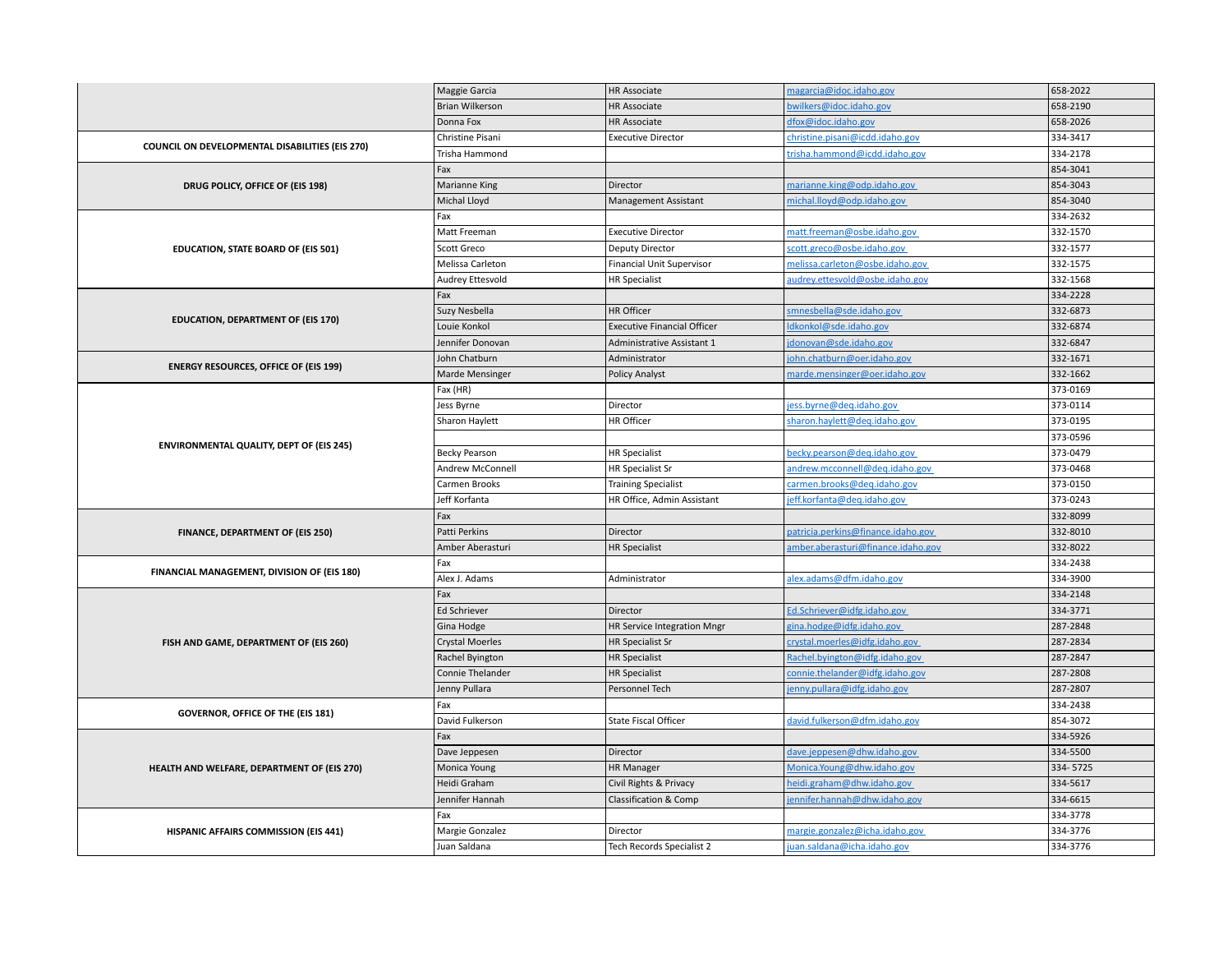| Agency | Name | Title | Email | Phone |
|---|---|---|---|---|
| | Maggie Garcia | HR Associate | magarcia@idoc.idaho.gov | 658-2022 |
| | Brian Wilkerson | HR Associate | bwilkers@idoc.idaho.gov | 658-2190 |
| | Donna Fox | HR Associate | dfox@idoc.idaho.gov | 658-2026 |
| **COUNCIL ON DEVELOPMENTAL DISABILITIES (EIS 270)** | Christine Pisani | Executive Director | christine.pisani@icdd.idaho.gov | 334-3417 |
| | Trisha Hammond | | trisha.hammond@icdd.idaho.gov | 334-2178 |
| **DRUG POLICY, OFFICE OF (EIS 198)** | Fax | | | 854-3041 |
| | Marianne King | Director | marianne.king@odp.idaho.gov | 854-3043 |
| | Michal Lloyd | Management Assistant | michal.lloyd@odp.idaho.gov | 854-3040 |
| **EDUCATION, STATE BOARD OF (EIS 501)** | Fax | | | 334-2632 |
| | Matt Freeman | Executive Director | matt.freeman@osbe.idaho.gov | 332-1570 |
| | Scott Greco | Deputy Director | scott.greco@osbe.idaho.gov | 332-1577 |
| | Melissa Carleton | Financial Unit Supervisor | melissa.carleton@osbe.idaho.gov | 332-1575 |
| | Audrey Ettesvold | HR Specialist | audrey.ettesvold@osbe.idaho.gov | 332-1568 |
| **EDUCATION, DEPARTMENT OF (EIS 170)** | Fax | | | 334-2228 |
| | Suzy Nesbella | HR Officer | smnesbella@sde.idaho.gov | 332-6873 |
| | Louie Konkol | Executive Financial Officer | ldkonkol@sde.idaho.gov | 332-6874 |
| | Jennifer Donovan | Administrative Assistant 1 | jdonovan@sde.idaho.gov | 332-6847 |
| **ENERGY RESOURCES, OFFICE OF (EIS 199)** | John Chatburn | Administrator | john.chatburn@oer.idaho.gov | 332-1671 |
| | Marde Mensinger | Policy Analyst | marde.mensinger@oer.idaho.gov | 332-1662 |
| **ENVIRONMENTAL QUALITY, DEPT OF (EIS 245)** | Fax (HR) | | | 373-0169 |
| | Jess Byrne | Director | jess.byrne@deq.idaho.gov | 373-0114 |
| | Sharon Haylett | HR Officer | sharon.haylett@deq.idaho.gov | 373-0195 |
| | | | | 373-0596 |
| | Becky Pearson | HR Specialist | becky.pearson@deq.idaho.gov | 373-0479 |
| | Andrew McConnell | HR Specialist Sr | andrew.mcconnell@deq.idaho.gov | 373-0468 |
| | Carmen Brooks | Training Specialist | carmen.brooks@deq.idaho.gov | 373-0150 |
| | Jeff Korfanta | HR Office, Admin Assistant | jeff.korfanta@deq.idaho.gov | 373-0243 |
| **FINANCE, DEPARTMENT OF (EIS 250)** | Fax | | | 332-8099 |
| | Patti Perkins | Director | patricia.perkins@finance.idaho.gov | 332-8010 |
| | Amber Aberasturi | HR Specialist | amber.aberasturi@finance.idaho.gov | 332-8022 |
| **FINANCIAL MANAGEMENT, DIVISION OF (EIS 180)** | Fax | | | 334-2438 |
| | Alex J. Adams | Administrator | alex.adams@dfm.idaho.gov | 334-3900 |
| **FISH AND GAME, DEPARTMENT OF (EIS 260)** | Fax | | | 334-2148 |
| | Ed Schriever | Director | Ed.Schriever@idfg.idaho.gov | 334-3771 |
| | Gina Hodge | HR Service Integration Mngr | gina.hodge@idfg.idaho.gov | 287-2848 |
| | Crystal Moerles | HR Specialist Sr | crystal.moerles@idfg.idaho.gov | 287-2834 |
| | Rachel Byington | HR Specialist | Rachel.byington@idfg.idaho.gov | 287-2847 |
| | Connie Thelander | HR Specialist | connie.thelander@idfg.idaho.gov | 287-2808 |
| | Jenny Pullara | Personnel Tech | jenny.pullara@idfg.idaho.gov | 287-2807 |
| **GOVERNOR, OFFICE OF THE (EIS 181)** | Fax | | | 334-2438 |
| | David Fulkerson | State Fiscal Officer | david.fulkerson@dfm.idaho.gov | 854-3072 |
| **HEALTH AND WELFARE, DEPARTMENT OF (EIS 270)** | Fax | | | 334-5926 |
| | Dave Jeppesen | Director | dave.jeppesen@dhw.idaho.gov | 334-5500 |
| | Monica Young | HR Manager | Monica.Young@dhw.idaho.gov | 334- 5725 |
| | Heidi Graham | Civil Rights & Privacy | heidi.graham@dhw.idaho.gov | 334-5617 |
| | Jennifer Hannah | Classification & Comp | jennifer.hannah@dhw.idaho.gov | 334-6615 |
| **HISPANIC AFFAIRS COMMISSION (EIS 441)** | Fax | | | 334-3778 |
| | Margie Gonzalez | Director | margie.gonzalez@icha.idaho.gov | 334-3776 |
| | Juan Saldana | Tech Records Specialist 2 | juan.saldana@icha.idaho.gov | 334-3776 |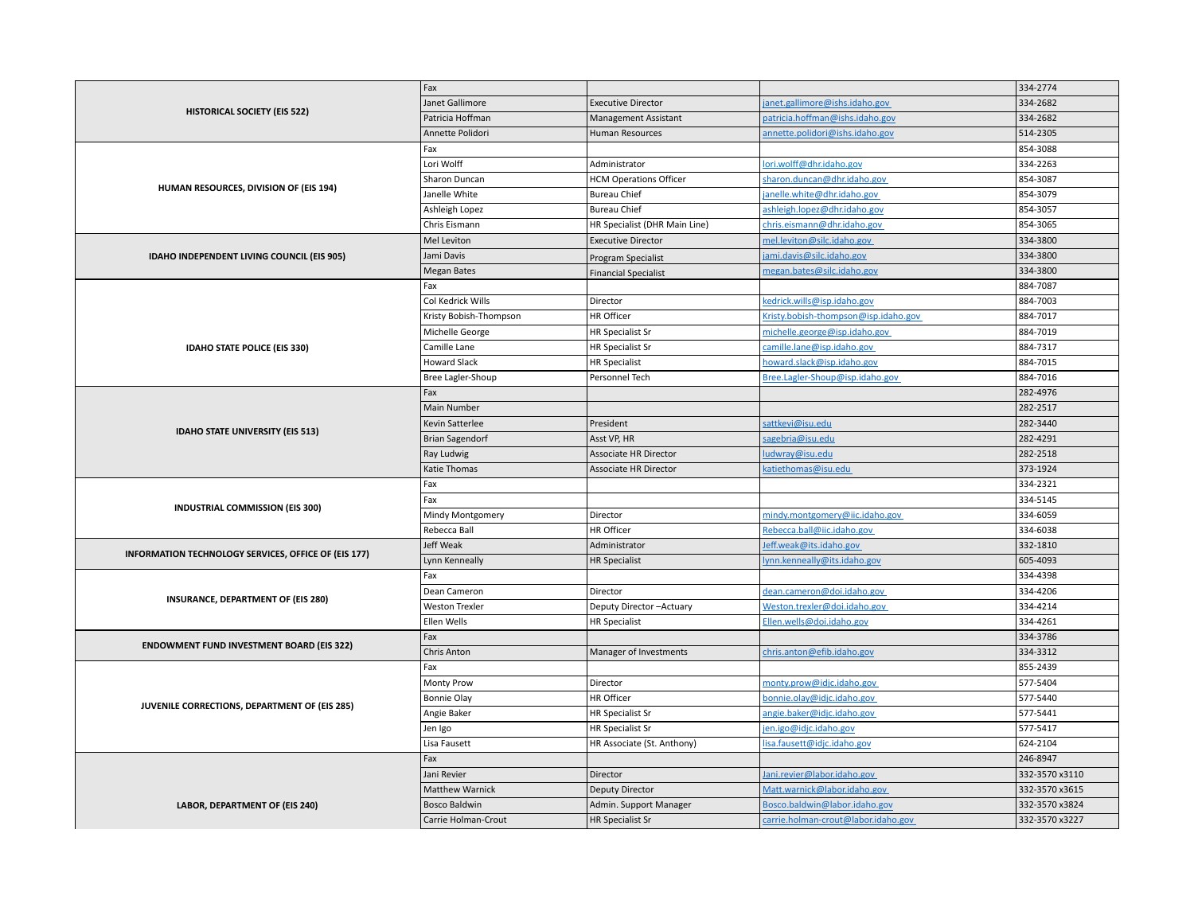| | | | | |
|---|---|---|---|---|
| HISTORICAL SOCIETY (EIS 522) | Fax | | | 334-2774 |
| | Janet Gallimore | Executive Director | janet.gallimore@ishs.idaho.gov | 334-2682 |
| | Patricia Hoffman | Management Assistant | patricia.hoffman@ishs.idaho.gov | 334-2682 |
| | Annette Polidori | Human Resources | annette.polidori@ishs.idaho.gov | 514-2305 |
| HUMAN RESOURCES, DIVISION OF (EIS 194) | Fax | | | 854-3088 |
| | Lori Wolff | Administrator | lori.wolff@dhr.idaho.gov | 334-2263 |
| | Sharon Duncan | HCM Operations Officer | sharon.duncan@dhr.idaho.gov | 854-3087 |
| | Janelle White | Bureau Chief | janelle.white@dhr.idaho.gov | 854-3079 |
| | Ashleigh Lopez | Bureau Chief | ashleigh.lopez@dhr.idaho.gov | 854-3057 |
| | Chris Eismann | HR Specialist (DHR Main Line) | chris.eismann@dhr.idaho.gov | 854-3065 |
| IDAHO INDEPENDENT LIVING COUNCIL (EIS 905) | Mel Leviton | Executive Director | mel.leviton@silc.idaho.gov | 334-3800 |
| | Jami Davis | Program Specialist | jami.davis@silc.idaho.gov | 334-3800 |
| | Megan Bates | Financial Specialist | megan.bates@silc.idaho.gov | 334-3800 |
| IDAHO STATE POLICE (EIS 330) | Fax | | | 884-7087 |
| | Col Kedrick Wills | Director | kedrick.wills@isp.idaho.gov | 884-7003 |
| | Kristy Bobish-Thompson | HR Officer | Kristy.bobish-thompson@isp.idaho.gov | 884-7017 |
| | Michelle George | HR Specialist Sr | michelle.george@isp.idaho.gov | 884-7019 |
| | Camille Lane | HR Specialist Sr | camille.lane@isp.idaho.gov | 884-7317 |
| | Howard Slack | HR Specialist | howard.slack@isp.idaho.gov | 884-7015 |
| | Bree Lagler-Shoup | Personnel Tech | Bree.Lagler-Shoup@isp.idaho.gov | 884-7016 |
| IDAHO STATE UNIVERSITY (EIS 513) | Fax | | | 282-4976 |
| | Main Number | | | 282-2517 |
| | Kevin Satterlee | President | sattkevi@isu.edu | 282-3440 |
| | Brian Sagendorf | Asst VP, HR | sagebria@isu.edu | 282-4291 |
| | Ray Ludwig | Associate HR Director | ludwray@isu.edu | 282-2518 |
| | Katie Thomas | Associate HR Director | katiethomas@isu.edu | 373-1924 |
| INDUSTRIAL COMMISSION (EIS 300) | Fax | | | 334-2321 |
| | Fax | | | 334-5145 |
| | Mindy Montgomery | Director | mindy.montgomery@iic.idaho.gov | 334-6059 |
| | Rebecca Ball | HR Officer | Rebecca.ball@iic.idaho.gov | 334-6038 |
| INFORMATION TECHNOLOGY SERVICES, OFFICE OF (EIS 177) | Jeff Weak | Administrator | Jeff.weak@its.idaho.gov | 332-1810 |
| | Lynn Kenneally | HR Specialist | lynn.kenneally@its.idaho.gov | 605-4093 |
| INSURANCE, DEPARTMENT OF (EIS 280) | Fax | | | 334-4398 |
| | Dean Cameron | Director | dean.cameron@doi.idaho.gov | 334-4206 |
| | Weston Trexler | Deputy Director –Actuary | Weston.trexler@doi.idaho.gov | 334-4214 |
| | Ellen Wells | HR Specialist | Ellen.wells@doi.idaho.gov | 334-4261 |
| ENDOWMENT FUND INVESTMENT BOARD (EIS 322) | Fax | | | 334-3786 |
| | Chris Anton | Manager of Investments | chris.anton@efib.idaho.gov | 334-3312 |
| JUVENILE CORRECTIONS, DEPARTMENT OF (EIS 285) | Fax | | | 855-2439 |
| | Monty Prow | Director | monty.prow@idjc.idaho.gov | 577-5404 |
| | Bonnie Olay | HR Officer | bonnie.olay@idjc.idaho.gov | 577-5440 |
| | Angie Baker | HR Specialist Sr | angie.baker@idjc.idaho.gov | 577-5441 |
| | Jen Igo | HR Specialist Sr | jen.igo@idjc.idaho.gov | 577-5417 |
| | Lisa Fausett | HR Associate (St. Anthony) | lisa.fausett@idjc.idaho.gov | 624-2104 |
| LABOR, DEPARTMENT OF (EIS 240) | Fax | | | 246-8947 |
| | Jani Revier | Director | Jani.revier@labor.idaho.gov | 332-3570 x3110 |
| | Matthew Warnick | Deputy Director | Matt.warnick@labor.idaho.gov | 332-3570 x3615 |
| | Bosco Baldwin | Admin. Support Manager | Bosco.baldwin@labor.idaho.gov | 332-3570 x3824 |
| | Carrie Holman-Crout | HR Specialist Sr | carrie.holman-crout@labor.idaho.gov | 332-3570 x3227 |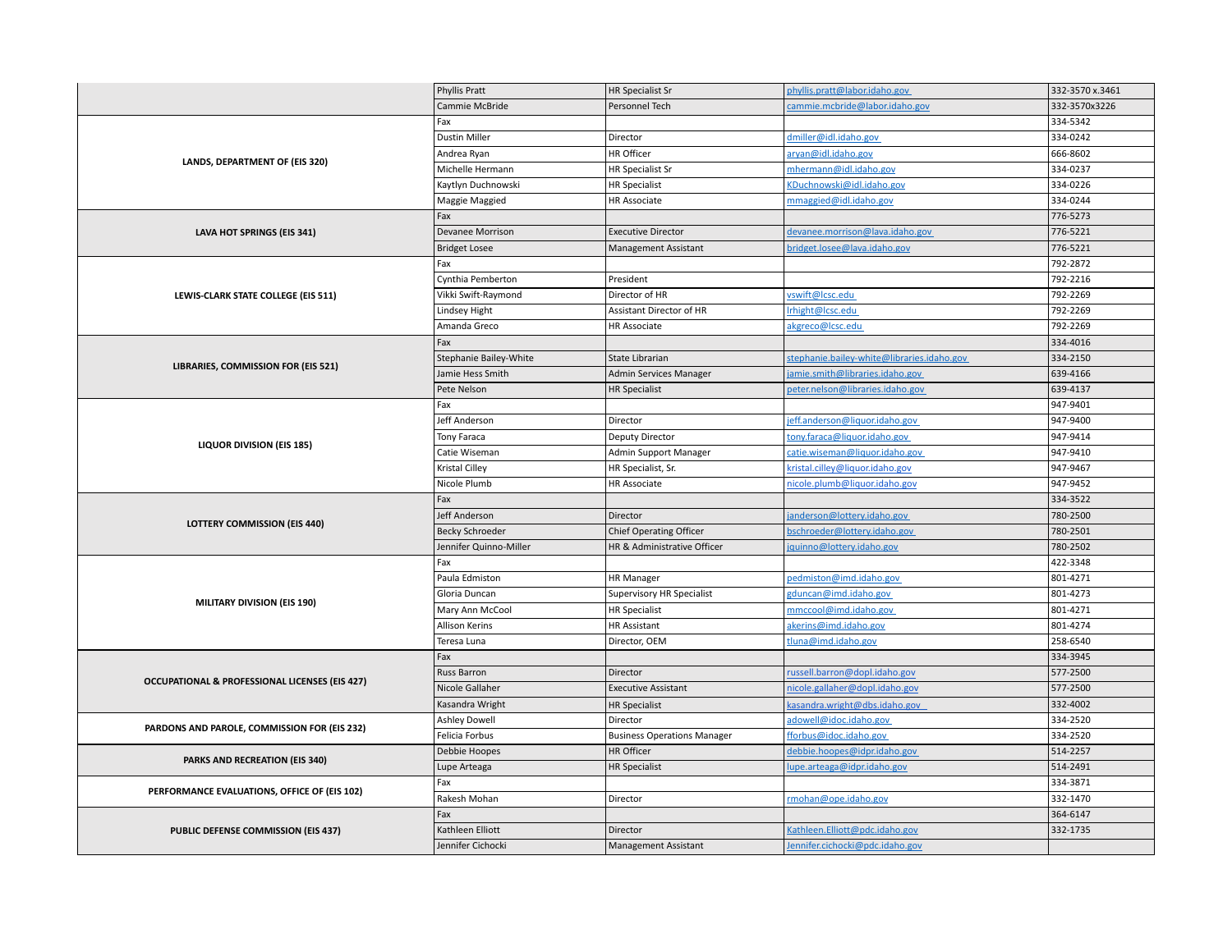| | | | | |
|---|---|---|---|---|
| | Phyllis Pratt | HR Specialist Sr | phyllis.pratt@labor.idaho.gov | 332-3570 x.3461 |
| | Cammie McBride | Personnel Tech | cammie.mcbride@labor.idaho.gov | 332-3570x3226 |
| LANDS, DEPARTMENT OF (EIS 320) | Fax | | | 334-5342 |
| | Dustin Miller | Director | dmiller@idl.idaho.gov | 334-0242 |
| | Andrea Ryan | HR Officer | aryan@idl.idaho.gov | 666-8602 |
| | Michelle Hermann | HR Specialist Sr | mhermann@idl.idaho.gov | 334-0237 |
| | Kaytlyn Duchnowski | HR Specialist | KDuchnowski@idl.idaho.gov | 334-0226 |
| | Maggie Maggied | HR Associate | mmaggied@idl.idaho.gov | 334-0244 |
| LAVA HOT SPRINGS (EIS 341) | Fax | | | 776-5273 |
| | Devanee Morrison | Executive Director | devanee.morrison@lava.idaho.gov | 776-5221 |
| | Bridget Losee | Management Assistant | bridget.losee@lava.idaho.gov | 776-5221 |
| LEWIS-CLARK STATE COLLEGE (EIS 511) | Fax | | | 792-2872 |
| | Cynthia Pemberton | President | | 792-2216 |
| | Vikki Swift-Raymond | Director of HR | vswift@lcsc.edu | 792-2269 |
| | Lindsey Hight | Assistant Director of HR | lrhight@lcsc.edu | 792-2269 |
| | Amanda Greco | HR Associate | akgreco@lcsc.edu | 792-2269 |
| LIBRARIES, COMMISSION FOR (EIS 521) | Fax | | | 334-4016 |
| | Stephanie Bailey-White | State Librarian | stephanie.bailey-white@libraries.idaho.gov | 334-2150 |
| | Jamie Hess Smith | Admin Services Manager | jamie.smith@libraries.idaho.gov | 639-4166 |
| | Pete Nelson | HR Specialist | peter.nelson@libraries.idaho.gov | 639-4137 |
| LIQUOR DIVISION (EIS 185) | Fax | | | 947-9401 |
| | Jeff Anderson | Director | jeff.anderson@liquor.idaho.gov | 947-9400 |
| | Tony Faraca | Deputy Director | tony.faraca@liquor.idaho.gov | 947-9414 |
| | Catie Wiseman | Admin Support Manager | catie.wiseman@liquor.idaho.gov | 947-9410 |
| | Kristal Cilley | HR Specialist, Sr. | kristal.cilley@liquor.idaho.gov | 947-9467 |
| | Nicole Plumb | HR Associate | nicole.plumb@liquor.idaho.gov | 947-9452 |
| LOTTERY COMMISSION (EIS 440) | Fax | | | 334-3522 |
| | Jeff Anderson | Director | janderson@lottery.idaho.gov | 780-2500 |
| | Becky Schroeder | Chief Operating Officer | bschroeder@lottery.idaho.gov | 780-2501 |
| | Jennifer Quinno-Miller | HR & Administrative Officer | jquinno@lottery.idaho.gov | 780-2502 |
| MILITARY DIVISION (EIS 190) | Fax | | | 422-3348 |
| | Paula Edmiston | HR Manager | pedmiston@imd.idaho.gov | 801-4271 |
| | Gloria Duncan | Supervisory HR Specialist | gduncan@imd.idaho.gov | 801-4273 |
| | Mary Ann McCool | HR Specialist | mmccool@imd.idaho.gov | 801-4271 |
| | Allison Kerins | HR Assistant | akerins@imd.idaho.gov | 801-4274 |
| | Teresa Luna | Director, OEM | tluna@imd.idaho.gov | 258-6540 |
| OCCUPATIONAL & PROFESSIONAL LICENSES (EIS 427) | Fax | | | 334-3945 |
| | Russ Barron | Director | russell.barron@dopl.idaho.gov | 577-2500 |
| | Nicole Gallaher | Executive Assistant | nicole.gallaher@dopl.idaho.gov | 577-2500 |
| | Kasandra Wright | HR Specialist | kasandra.wright@dbs.idaho.gov | 332-4002 |
| PARDONS AND PAROLE, COMMISSION FOR (EIS 232) | Ashley Dowell | Director | adowell@idoc.idaho.gov | 334-2520 |
| | Felicia Forbus | Business Operations Manager | fforbus@idoc.idaho.gov | 334-2520 |
| PARKS AND RECREATION (EIS 340) | Debbie Hoopes | HR Officer | debbie.hoopes@idpr.idaho.gov | 514-2257 |
| | Lupe Arteaga | HR Specialist | lupe.arteaga@idpr.idaho.gov | 514-2491 |
| PERFORMANCE EVALUATIONS, OFFICE OF (EIS 102) | Fax | | | 334-3871 |
| | Rakesh Mohan | Director | rmohan@ope.idaho.gov | 332-1470 |
| PUBLIC DEFENSE COMMISSION (EIS 437) | Fax | | | 364-6147 |
| | Kathleen Elliott | Director | Kathleen.Elliott@pdc.idaho.gov | 332-1735 |
| | Jennifer Cichocki | Management Assistant | Jennifer.cichocki@pdc.idaho.gov | |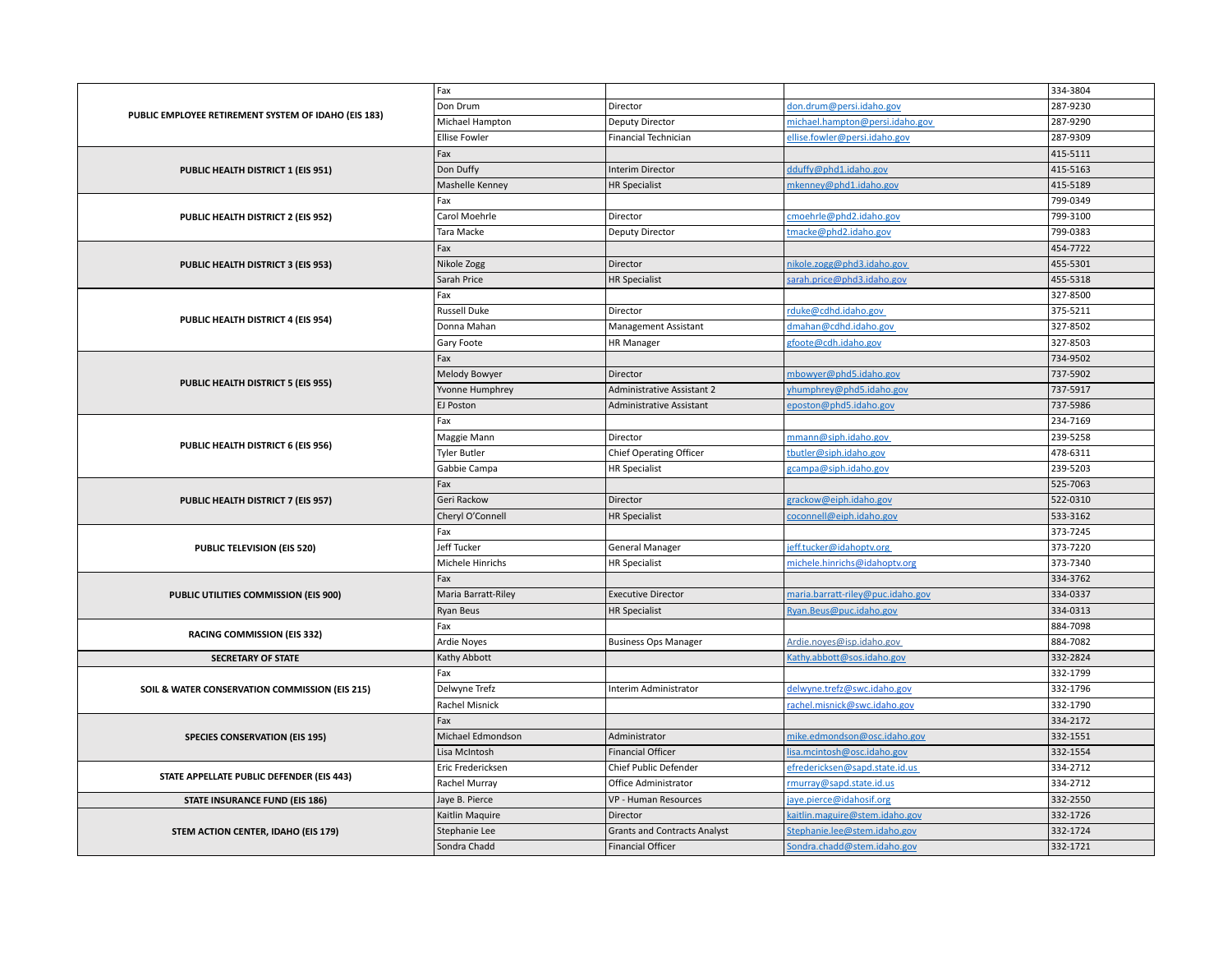| | | | | |
|---|---|---|---|---|
| PUBLIC EMPLOYEE RETIREMENT SYSTEM OF IDAHO (EIS 183) | Fax | | | 334-3804 |
| | Don Drum | Director | don.drum@persi.idaho.gov | 287-9230 |
| | Michael Hampton | Deputy Director | michael.hampton@persi.idaho.gov | 287-9290 |
| | Ellise Fowler | Financial Technician | ellise.fowler@persi.idaho.gov | 287-9309 |
| PUBLIC HEALTH DISTRICT 1 (EIS 951) | Fax | | | 415-5111 |
| | Don Duffy | Interim Director | dduffy@phd1.idaho.gov | 415-5163 |
| | Mashelle Kenney | HR Specialist | mkenney@phd1.idaho.gov | 415-5189 |
| PUBLIC HEALTH DISTRICT 2 (EIS 952) | Fax | | | 799-0349 |
| | Carol Moehrle | Director | cmoehrle@phd2.idaho.gov | 799-3100 |
| | Tara Macke | Deputy Director | tmacke@phd2.idaho.gov | 799-0383 |
| PUBLIC HEALTH DISTRICT 3 (EIS 953) | Fax | | | 454-7722 |
| | Nikole Zogg | Director | nikole.zogg@phd3.idaho.gov | 455-5301 |
| | Sarah Price | HR Specialist | sarah.price@phd3.idaho.gov | 455-5318 |
| PUBLIC HEALTH DISTRICT 4 (EIS 954) | Fax | | | 327-8500 |
| | Russell Duke | Director | rduke@cdhd.idaho.gov | 375-5211 |
| | Donna Mahan | Management Assistant | dmahan@cdhd.idaho.gov | 327-8502 |
| | Gary Foote | HR Manager | gfoote@cdh.idaho.gov | 327-8503 |
| PUBLIC HEALTH DISTRICT 5 (EIS 955) | Fax | | | 734-9502 |
| | Melody Bowyer | Director | mbowyer@phd5.idaho.gov | 737-5902 |
| | Yvonne Humphrey | Administrative Assistant 2 | yhumphrey@phd5.idaho.gov | 737-5917 |
| | EJ Poston | Administrative Assistant | eposton@phd5.idaho.gov | 737-5986 |
| PUBLIC HEALTH DISTRICT 6 (EIS 956) | Fax | | | 234-7169 |
| | Maggie Mann | Director | mmann@siph.idaho.gov | 239-5258 |
| | Tyler Butler | Chief Operating Officer | tbutler@siph.idaho.gov | 478-6311 |
| | Gabbie Campa | HR Specialist | gcampa@siph.idaho.gov | 239-5203 |
| PUBLIC HEALTH DISTRICT 7 (EIS 957) | Fax | | | 525-7063 |
| | Geri Rackow | Director | grackow@eiph.idaho.gov | 522-0310 |
| | Cheryl O'Connell | HR Specialist | coconnell@eiph.idaho.gov | 533-3162 |
| PUBLIC TELEVISION (EIS 520) | Fax | | | 373-7245 |
| | Jeff Tucker | General Manager | jeff.tucker@idahoptv.org | 373-7220 |
| | Michele Hinrichs | HR Specialist | michele.hinrichs@idahoptv.org | 373-7340 |
| PUBLIC UTILITIES COMMISSION (EIS 900) | Fax | | | 334-3762 |
| | Maria Barratt-Riley | Executive Director | maria.barratt-riley@puc.idaho.gov | 334-0337 |
| | Ryan Beus | HR Specialist | Ryan.Beus@puc.idaho.gov | 334-0313 |
| RACING COMMISSION (EIS 332) | Fax | | | 884-7098 |
| | Ardie Noyes | Business Ops Manager | Ardie.noyes@isp.idaho.gov | 884-7082 |
| SECRETARY OF STATE | Kathy Abbott | | Kathy.abbott@sos.idaho.gov | 332-2824 |
| SOIL & WATER CONSERVATION COMMISSION (EIS 215) | Fax | | | 332-1799 |
| | Delwyne Trefz | Interim Administrator | delwyne.trefz@swc.idaho.gov | 332-1796 |
| | Rachel Misnick | | rachel.misnick@swc.idaho.gov | 332-1790 |
| SPECIES CONSERVATION (EIS 195) | Fax | | | 334-2172 |
| | Michael Edmondson | Administrator | mike.edmondson@osc.idaho.gov | 332-1551 |
| | Lisa McIntosh | Financial Officer | lisa.mcintosh@osc.idaho.gov | 332-1554 |
| STATE APPELLATE PUBLIC DEFENDER (EIS 443) | Eric Fredericksen | Chief Public Defender | efredericksen@sapd.state.id.us | 334-2712 |
| | Rachel Murray | Office Administrator | rmurray@sapd.state.id.us | 334-2712 |
| STATE INSURANCE FUND (EIS 186) | Jaye B. Pierce | VP - Human Resources | jaye.pierce@idahosif.org | 332-2550 |
| STEM ACTION CENTER, IDAHO (EIS 179) | Kaitlin Maquire | Director | kaitlin.maguire@stem.idaho.gov | 332-1726 |
| | Stephanie Lee | Grants and Contracts Analyst | Stephanie.lee@stem.idaho.gov | 332-1724 |
| | Sondra Chadd | Financial Officer | Sondra.chadd@stem.idaho.gov | 332-1721 |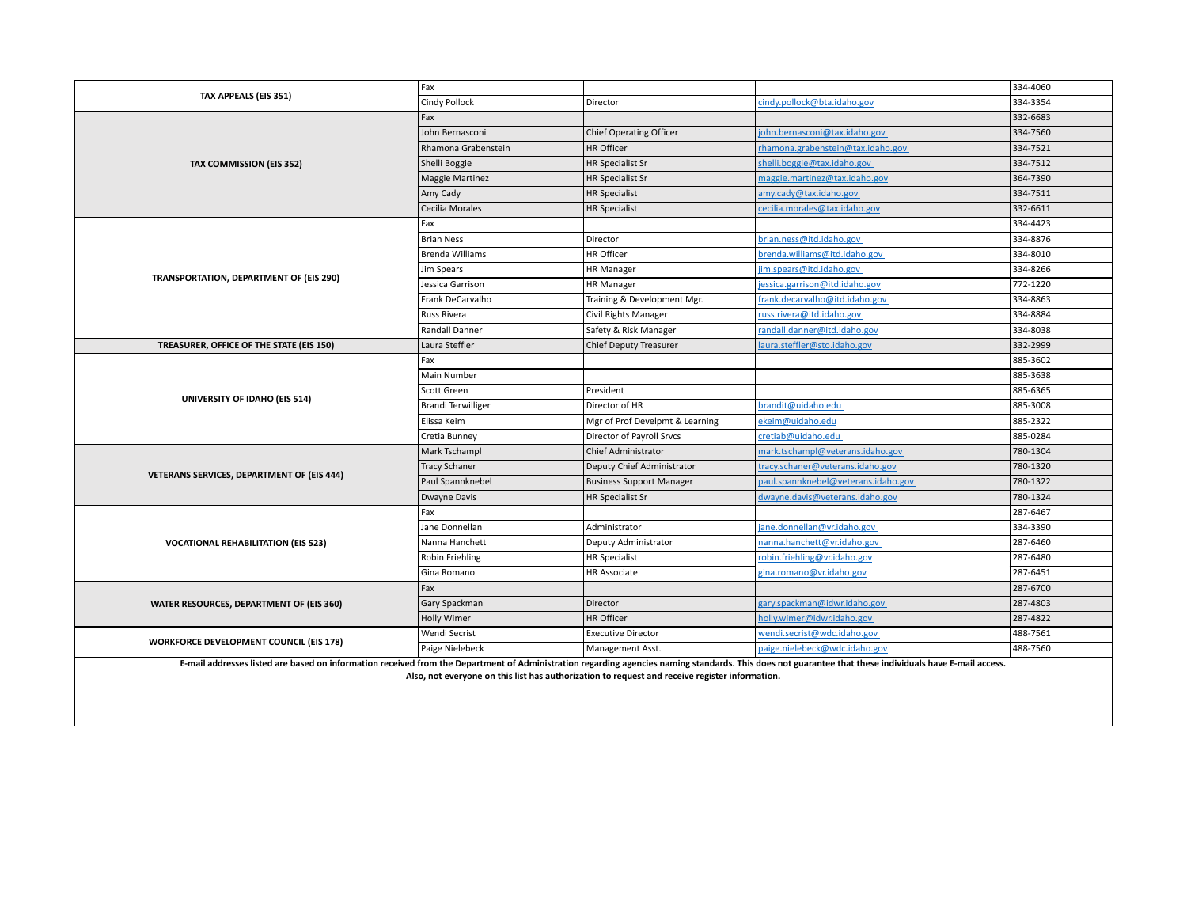| | | | | |
|---|---|---|---|---|
| **TAX APPEALS (EIS 351)** | Fax | | | 334-4060 |
| | Cindy Pollock | Director | cindy.pollock@bta.idaho.gov | 334-3354 |
| **TAX COMMISSION (EIS 352)** | Fax | | | 332-6683 |
| | John Bernasconi | Chief Operating Officer | john.bernasconi@tax.idaho.gov | 334-7560 |
| | Rhamona Grabenstein | HR Officer | rhamona.grabenstein@tax.idaho.gov | 334-7521 |
| | Shelli Boggie | HR Specialist Sr | shelli.boggie@tax.idaho.gov | 334-7512 |
| | Maggie Martinez | HR Specialist Sr | maggie.martinez@tax.idaho.gov | 364-7390 |
| | Amy Cady | HR Specialist | amy.cady@tax.idaho.gov | 334-7511 |
| | Cecilia Morales | HR Specialist | cecilia.morales@tax.idaho.gov | 332-6611 |
| **TRANSPORTATION, DEPARTMENT OF (EIS 290)** | Fax | | | 334-4423 |
| | Brian Ness | Director | brian.ness@itd.idaho.gov | 334-8876 |
| | Brenda Williams | HR Officer | brenda.williams@itd.idaho.gov | 334-8010 |
| | Jim Spears | HR Manager | jim.spears@itd.idaho.gov | 334-8266 |
| | Jessica Garrison | HR Manager | jessica.garrison@itd.idaho.gov | 772-1220 |
| | Frank DeCarvalho | Training & Development Mgr. | frank.decarvalho@itd.idaho.gov | 334-8863 |
| | Russ Rivera | Civil Rights Manager | russ.rivera@itd.idaho.gov | 334-8884 |
| | Randall Danner | Safety & Risk Manager | randall.danner@itd.idaho.gov | 334-8038 |
| **TREASURER, OFFICE OF THE STATE (EIS 150)** | Laura Steffler | Chief Deputy Treasurer | laura.steffler@sto.idaho.gov | 332-2999 |
| **UNIVERSITY OF IDAHO (EIS 514)** | Fax | | | 885-3602 |
| | Main Number | | | 885-3638 |
| | Scott Green | President | | 885-6365 |
| | Brandi Terwilliger | Director of HR | brandit@uidaho.edu | 885-3008 |
| | Elissa Keim | Mgr of Prof Develpmt & Learning | ekeim@uidaho.edu | 885-2322 |
| | Cretia Bunney | Director of Payroll Srvcs | cretiab@uidaho.edu | 885-0284 |
| **VETERANS SERVICES, DEPARTMENT OF (EIS 444)** | Mark Tschampl | Chief Administrator | mark.tschampl@veterans.idaho.gov | 780-1304 |
| | Tracy Schaner | Deputy Chief Administrator | tracy.schaner@veterans.idaho.gov | 780-1320 |
| | Paul Spannknebel | Business Support Manager | paul.spannknebel@veterans.idaho.gov | 780-1322 |
| | Dwayne Davis | HR Specialist Sr | dwayne.davis@veterans.idaho.gov | 780-1324 |
| **VOCATIONAL REHABILITATION (EIS 523)** | Fax | | | 287-6467 |
| | Jane Donnellan | Administrator | jane.donnellan@vr.idaho.gov | 334-3390 |
| | Nanna Hanchett | Deputy Administrator | nanna.hanchett@vr.idaho.gov | 287-6460 |
| | Robin Friehling | HR Specialist | robin.friehling@vr.idaho.gov | 287-6480 |
| | Gina Romano | HR Associate | gina.romano@vr.idaho.gov | 287-6451 |
| **WATER RESOURCES, DEPARTMENT OF (EIS 360)** | Fax | | | 287-6700 |
| | Gary Spackman | Director | gary.spackman@idwr.idaho.gov | 287-4803 |
| | Holly Wimer | HR Officer | holly.wimer@idwr.idaho.gov | 287-4822 |
| **WORKFORCE DEVELOPMENT COUNCIL (EIS 178)** | Wendi Secrist | Executive Director | wendi.secrist@wdc.idaho.gov | 488-7561 |
| | Paige Nielebeck | Management Asst. | paige.nielebeck@wdc.idaho.gov | 488-7560 |

**E-mail addresses listed are based on information received from the Department of Administration regarding agencies naming standards. This does not guarantee that these individuals have E-mail access. Also, not everyone on this list has authorization to request and receive register information.**